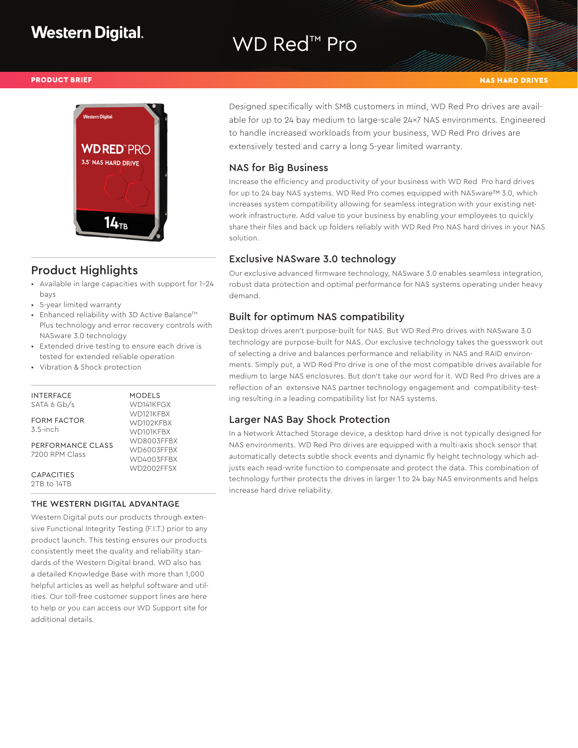Western Digital.

# WD Red™ Pro

**PRODUCT BRIEF**

**NAS HARD DRIVES**

Designed specifically with SMB customers in mind, WD Red Pro drives are available for up to 24 bay medium to large-scale 24×7 NAS environments. Engineered to handle increased workloads from your business, WD Red Pro drives are extensively tested and carry a long 5-year limited warranty.

## NAS for Big Business

Increase the efficiency and productivity of your business with WD Red Pro hard drives for up to 24 bay NAS systems. WD Red Pro comes equipped with NASware™ 3.0, which increases system compatibility allowing for seamless integration with your existing network infrastructure. Add value to your business by enabling your employees to quickly share their files and back up folders reliably with WD Red Pro NAS hard drives in your NAS solution.

## Exclusive NASware 3.0 technology

Our exclusive advanced firmware technology, NASware 3.0 enables seamless integration, robust data protection and optimal performance for NAS systems operating under heavy demand.

## Built for optimum NAS compatibility

Desktop drives aren't purpose-built for NAS. But WD Red Pro drives with NASware 3.0 technology are purpose-built for NAS. Our exclusive technology takes the guesswork out of selecting a drive and balances performance and reliability in NAS and RAID environments. Simply put, a WD Red Pro drive is one of the most compatible drives available for medium to large NAS enclosures. But don't take our word for it. WD Red Pro drives are a reflection of an extensive NAS partner technology engagement and compatibility-testing resulting in a leading compatibility list for NAS systems.

## Larger NAS Bay Shock Protection

In a Network Attached Storage device, a desktop hard drive is not typically designed for NAS environments. WD Red Pro drives are equipped with a multi-axis shock sensor that automatically detects subtle shock events and dynamic fly height technology which adjusts each read-write function to compensate and protect the data. This combination of technology further protects the drives in larger 1 to 24 bay NAS environments and helps increase hard drive reliability.

## Product Highlights

- Available in large capacities with support for 1–24 bays
- 5-year limited warranty
- Enhanced reliability with 3D Active Balance™ Plus technology and error recovery controls with NASware 3.0 technology
- Extended drive testing to ensure each drive is tested for extended reliable operation
- Vibration & Shock protection

INTERFACE
SATA 6 Gb/s

FORM FACTOR
3.5-inch

PERFORMANCE CLASS
7200 RPM Class

CAPACITIES
2TB to 14TB

MODELS
WD141KFGX
WD121KFBX
WD102KFBX
WD101KFBX
WD8003FFBX
WD6003FFBX
WD4003FFBX
WD2002FFSX

### THE WESTERN DIGITAL ADVANTAGE

Western Digital puts our products through extensive Functional Integrity Testing (F.I.T.) prior to any product launch. This testing ensures our products consistently meet the quality and reliability standards of the Western Digital brand. WD also has a detailed Knowledge Base with more than 1,000 helpful articles as well as helpful software and utilities. Our toll-free customer support lines are here to help or you can access our WD Support site for additional details.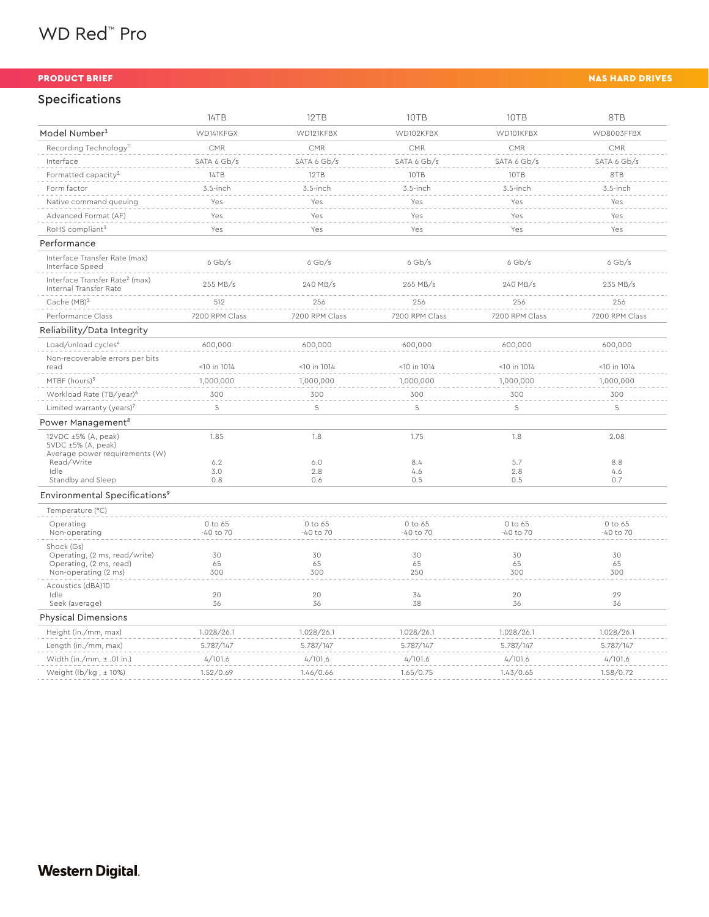# WD Red™ Pro

**PRODUCT BRIEF** — **NAS HARD DRIVES**

## Specifications

| | 14TB | 12TB | 10TB | 10TB | 8TB |
|---|---|---|---|---|---|
| **Model Number**[1] | WD141KFGX | WD121KFBX | WD102KFBX | WD101KFBX | WD8003FFBX |
| Recording Technology[11] | CMR | CMR | CMR | CMR | CMR |
| Interface | SATA 6 Gb/s | SATA 6 Gb/s | SATA 6 Gb/s | SATA 6 Gb/s | SATA 6 Gb/s |
| Formatted capacity[2] | 14TB | 12TB | 10TB | 10TB | 8TB |
| Form factor | 3.5-inch | 3.5-inch | 3.5-inch | 3.5-inch | 3.5-inch |
| Native command queuing | Yes | Yes | Yes | Yes | Yes |
| Advanced Format (AF) | Yes | Yes | Yes | Yes | Yes |
| RoHS compliant[3] | Yes | Yes | Yes | Yes | Yes |
| **Performance** | | | | | |
| Interface Transfer Rate (max) Interface Speed | 6 Gb/s | 6 Gb/s | 6 Gb/s | 6 Gb/s | 6 Gb/s |
| Interface Transfer Rate[2] (max) Internal Transfer Rate | 255 MB/s | 240 MB/s | 265 MB/s | 240 MB/s | 235 MB/s |
| Cache (MB)[2] | 512 | 256 | 256 | 256 | 256 |
| Performance Class | 7200 RPM Class | 7200 RPM Class | 7200 RPM Class | 7200 RPM Class | 7200 RPM Class |
| **Reliability/Data Integrity** | | | | | |
| Load/unload cycles[4] | 600,000 | 600,000 | 600,000 | 600,000 | 600,000 |
| Non-recoverable errors per bits read | <10 in 1014 | <10 in 1014 | <10 in 1014 | <10 in 1014 | <10 in 1014 |
| MTBF (hours)[5] | 1,000,000 | 1,000,000 | 1,000,000 | 1,000,000 | 1,000,000 |
| Workload Rate (TB/year)[6] | 300 | 300 | 300 | 300 | 300 |
| Limited warranty (years)[7] | 5 | 5 | 5 | 5 | 5 |
| **Power Management**[8] | | | | | |
| 12VDC ±5% (A, peak) | 1.85 | 1.8 | 1.75 | 1.8 | 2.08 |
| 5VDC ±5% (A, peak) | | | | | |
| Average power requirements (W) | | | | | |
| Read/Write | 6.2 | 6.0 | 8.4 | 5.7 | 8.8 |
| Idle | 3.0 | 2.8 | 4.6 | 2.8 | 4.6 |
| Standby and Sleep | 0.8 | 0.6 | 0.5 | 0.5 | 0.7 |
| **Environmental Specifications**[9] | | | | | |
| Temperature (°C) | | | | | |
| Operating | 0 to 65 | 0 to 65 | 0 to 65 | 0 to 65 | 0 to 65 |
| Non-operating | -40 to 70 | -40 to 70 | -40 to 70 | -40 to 70 | -40 to 70 |
| Shock (Gs) | | | | | |
| Operating, (2 ms, read/write) | 30 | 30 | 30 | 30 | 30 |
| Operating, (2 ms, read) | 65 | 65 | 65 | 65 | 65 |
| Non-operating (2 ms) | 300 | 300 | 250 | 300 | 300 |
| Acoustics (dBA)10 | | | | | |
| Idle | 20 | 20 | 34 | 20 | 29 |
| Seek (average) | 36 | 36 | 38 | 36 | 36 |
| **Physical Dimensions** | | | | | |
| Height (in./mm, max) | 1.028/26.1 | 1.028/26.1 | 1.028/26.1 | 1.028/26.1 | 1.028/26.1 |
| Length (in./mm, max) | 5.787/147 | 5.787/147 | 5.787/147 | 5.787/147 | 5.787/147 |
| Width (in./mm, ± .01 in.) | 4/101.6 | 4/101.6 | 4/101.6 | 4/101.6 | 4/101.6 |
| Weight (lb/kg , ± 10%) | 1.52/0.69 | 1.46/0.66 | 1.65/0.75 | 1.43/0.65 | 1.58/0.72 |

**Western Digital.**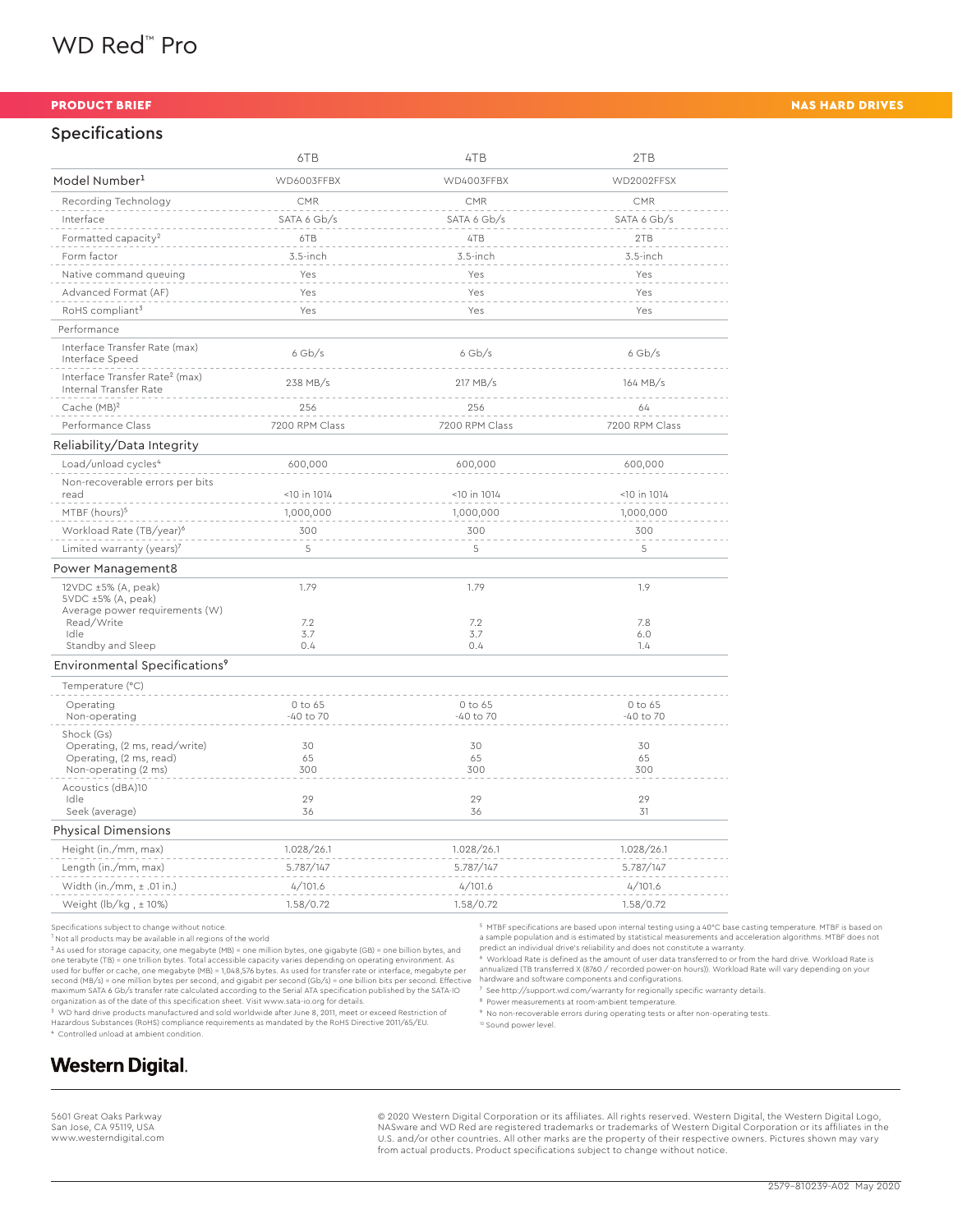# WD Red™ Pro

**PRODUCT BRIEF** — **NAS HARD DRIVES**

## Specifications

| | 6TB | 4TB | 2TB |
|---|---|---|---|
| **Model Number**[1] | WD6003FFBX | WD4003FFBX | WD2002FFSX |
| Recording Technology | CMR | CMR | CMR |
| Interface | SATA 6 Gb/s | SATA 6 Gb/s | SATA 6 Gb/s |
| Formatted capacity[2] | 6TB | 4TB | 2TB |
| Form factor | 3.5-inch | 3.5-inch | 3.5-inch |
| Native command queuing | Yes | Yes | Yes |
| Advanced Format (AF) | Yes | Yes | Yes |
| RoHS compliant[3] | Yes | Yes | Yes |
| **Performance** | | | |
| Interface Transfer Rate (max) Interface Speed | 6 Gb/s | 6 Gb/s | 6 Gb/s |
| Interface Transfer Rate[2] (max) Internal Transfer Rate | 238 MB/s | 217 MB/s | 164 MB/s |
| Cache (MB)[2] | 256 | 256 | 64 |
| Performance Class | 7200 RPM Class | 7200 RPM Class | 7200 RPM Class |
| **Reliability/Data Integrity** | | | |
| Load/unload cycles[4] | 600,000 | 600,000 | 600,000 |
| Non-recoverable errors per bits read | <10 in 1014 | <10 in 1014 | <10 in 1014 |
| MTBF (hours)[5] | 1,000,000 | 1,000,000 | 1,000,000 |
| Workload Rate (TB/year)[6] | 300 | 300 | 300 |
| Limited warranty (years)[7] | 5 | 5 | 5 |
| **Power Management8** | | | |
| 12VDC ±5% (A, peak) | 1.79 | 1.79 | 1.9 |
| 5VDC ±5% (A, peak) | | | |
| Average power requirements (W) | | | |
| Read/Write | 7.2 | 7.2 | 7.8 |
| Idle | 3.7 | 3.7 | 6.0 |
| Standby and Sleep | 0.4 | 0.4 | 1.4 |
| **Environmental Specifications**[9] | | | |
| Temperature (°C) | | | |
| Operating | 0 to 65 | 0 to 65 | 0 to 65 |
| Non-operating | -40 to 70 | -40 to 70 | -40 to 70 |
| Shock (Gs) | | | |
| Operating, (2 ms, read/write) | 30 | 30 | 30 |
| Operating, (2 ms, read) | 65 | 65 | 65 |
| Non-operating (2 ms) | 300 | 300 | 300 |
| Acoustics (dBA)10 | | | |
| Idle | 29 | 29 | 29 |
| Seek (average) | 36 | 36 | 31 |
| **Physical Dimensions** | | | |
| Height (in./mm, max) | 1.028/26.1 | 1.028/26.1 | 1.028/26.1 |
| Length (in./mm, max) | 5.787/147 | 5.787/147 | 5.787/147 |
| Width (in./mm, ± .01 in.) | 4/101.6 | 4/101.6 | 4/101.6 |
| Weight (lb/kg , ± 10%) | 1.58/0.72 | 1.58/0.72 | 1.58/0.72 |

Specifications subject to change without notice.

[1] Not all products may be available in all regions of the world

[2] As used for storage capacity, one megabyte (MB) = one million bytes, one gigabyte (GB) = one billion bytes, and one terabyte (TB) = one trillion bytes. Total accessible capacity varies depending on operating environment. As used for buffer or cache, one megabyte (MB) = 1,048,576 bytes. As used for transfer rate or interface, megabyte per second (MB/s) = one million bytes per second, and gigabit per second (Gb/s) = one billion bits per second. Effective maximum SATA 6 Gb/s transfer rate calculated according to the Serial ATA specification published by the SATA-IO organization as of the date of this specification sheet. Visit www.sata-io.org for details.

[3] WD hard drive products manufactured and sold worldwide after June 8, 2011, meet or exceed Restriction of Hazardous Substances (RoHS) compliance requirements as mandated by the RoHS Directive 2011/65/EU.

[4] Controlled unload at ambient condition.

[5] MTBF specifications are based upon internal testing using a 40°C base casting temperature. MTBF is based on a sample population and is estimated by statistical measurements and acceleration algorithms. MTBF does not predict an individual drive's reliability and does not constitute a warranty.

[6] Workload Rate is defined as the amount of user data transferred to or from the hard drive. Workload Rate is annualized (TB transferred X (8760 / recorded power-on hours)). Workload Rate will vary depending on your hardware and software components and configurations.

[7] See http://support.wd.com/warranty for regionally specific warranty details.

[8] Power measurements at room-ambient temperature.

[9] No non-recoverable errors during operating tests or after non-operating tests.

[10] Sound power level.

**Western Digital.**

5601 Great Oaks Parkway
San Jose, CA 95119, USA
www.westerndigital.com

© 2020 Western Digital Corporation or its affiliates. All rights reserved. Western Digital, the Western Digital Logo, NASware and WD Red are registered trademarks or trademarks of Western Digital Corporation or its affiliates in the U.S. and/or other countries. All other marks are the property of their respective owners. Pictures shown may vary from actual products. Product specifications subject to change without notice.

2579-810239-A02 May 2020